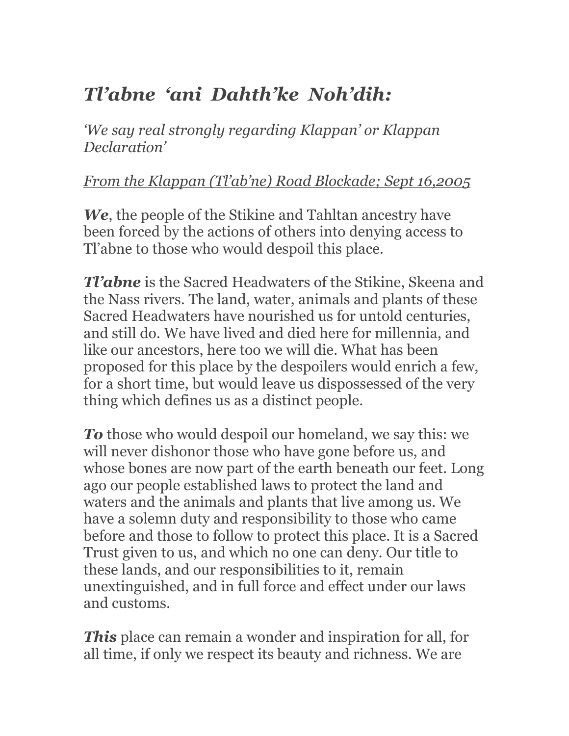# *Tl'abne 'ani Dahth'ke Noh'dih:*

*'We say real strongly regarding Klappan' or Klappan Declaration'*

*From the Klappan (Tl'ab'ne) Road Blockade; Sept 16,2005*

***We***, the people of the Stikine and Tahltan ancestry have been forced by the actions of others into denying access to Tl'abne to those who would despoil this place.

***Tl'abne*** is the Sacred Headwaters of the Stikine, Skeena and the Nass rivers. The land, water, animals and plants of these Sacred Headwaters have nourished us for untold centuries, and still do. We have lived and died here for millennia, and like our ancestors, here too we will die. What has been proposed for this place by the despoilers would enrich a few, for a short time, but would leave us dispossessed of the very thing which defines us as a distinct people.

***To*** those who would despoil our homeland, we say this: we will never dishonor those who have gone before us, and whose bones are now part of the earth beneath our feet. Long ago our people established laws to protect the land and waters and the animals and plants that live among us. We have a solemn duty and responsibility to those who came before and those to follow to protect this place. It is a Sacred Trust given to us, and which no one can deny. Our title to these lands, and our responsibilities to it, remain unextinguished, and in full force and effect under our laws and customs.

***This*** place can remain a wonder and inspiration for all, for all time, if only we respect its beauty and richness. We are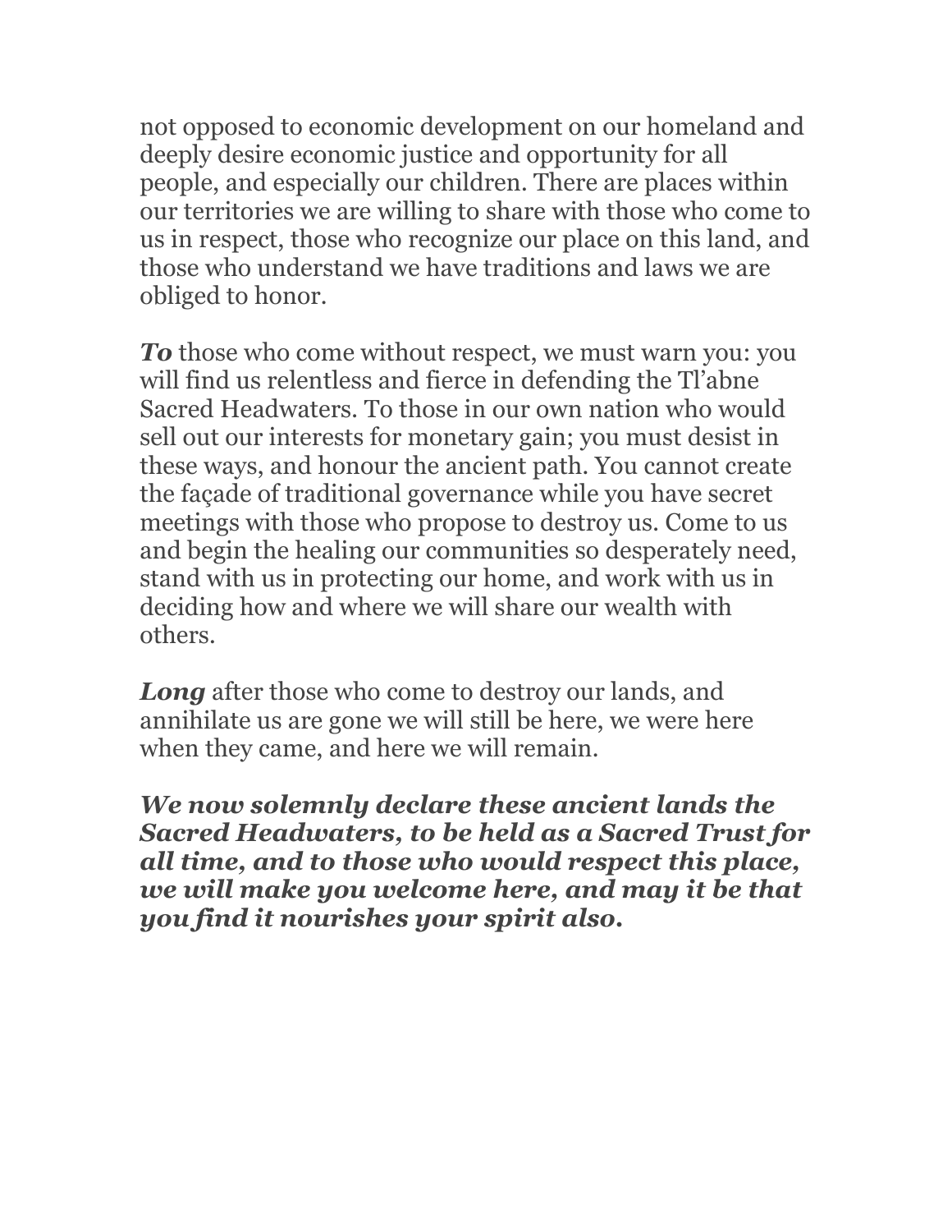not opposed to economic development on our homeland and deeply desire economic justice and opportunity for all people, and especially our children. There are places within our territories we are willing to share with those who come to us in respect, those who recognize our place on this land, and those who understand we have traditions and laws we are obliged to honor.

***To*** those who come without respect, we must warn you: you will find us relentless and fierce in defending the Tl'abne Sacred Headwaters. To those in our own nation who would sell out our interests for monetary gain; you must desist in these ways, and honour the ancient path. You cannot create the façade of traditional governance while you have secret meetings with those who propose to destroy us. Come to us and begin the healing our communities so desperately need, stand with us in protecting our home, and work with us in deciding how and where we will share our wealth with others.

***Long*** after those who come to destroy our lands, and annihilate us are gone we will still be here, we were here when they came, and here we will remain.

***We now solemnly declare these ancient lands the Sacred Headwaters, to be held as a Sacred Trust for all time, and to those who would respect this place, we will make you welcome here, and may it be that you find it nourishes your spirit also.***